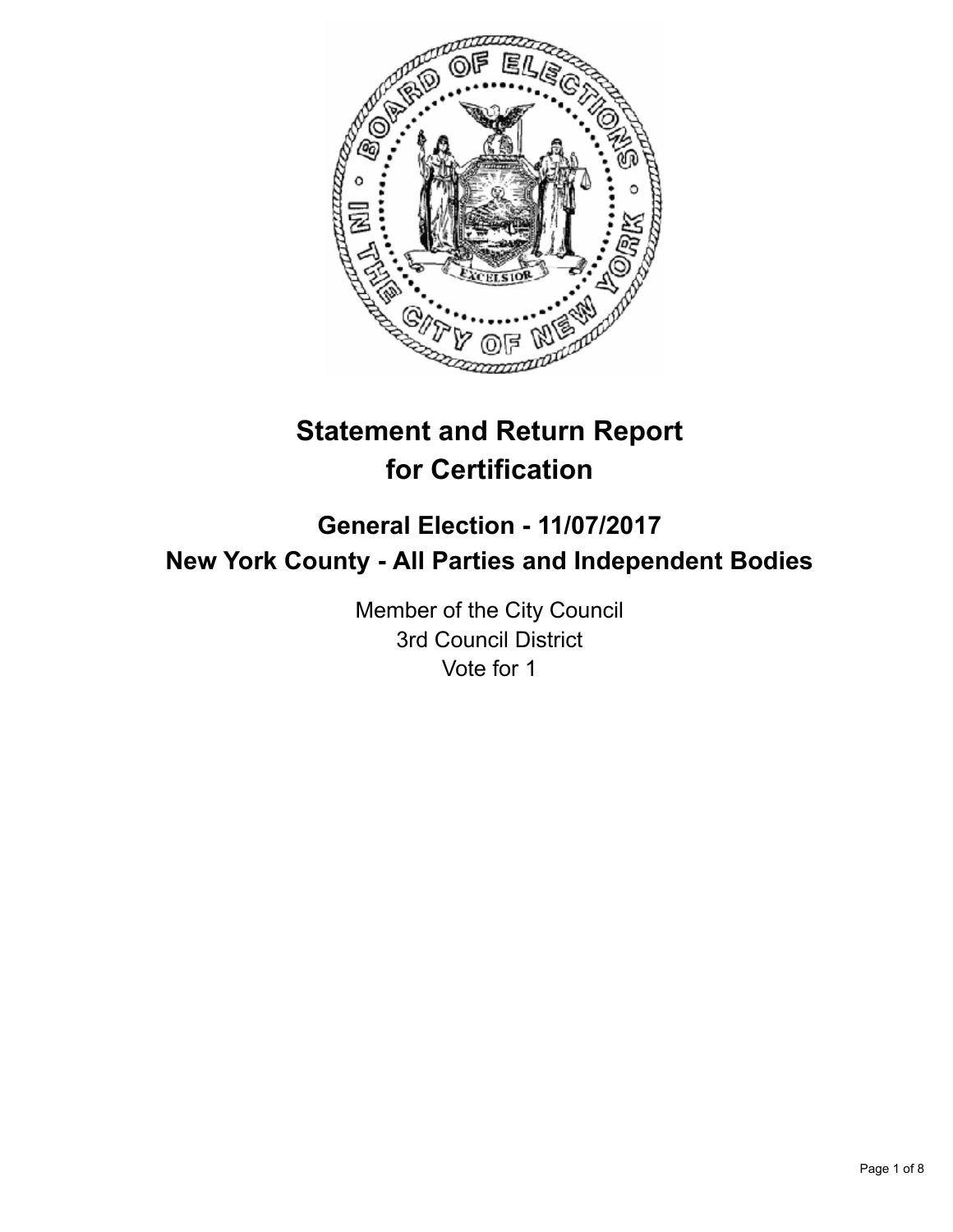# Statement and Return Report for Certification

## General Election - 11/07/2017
## New York County - All Parties and Independent Bodies

Member of the City Council
3rd Council District
Vote for 1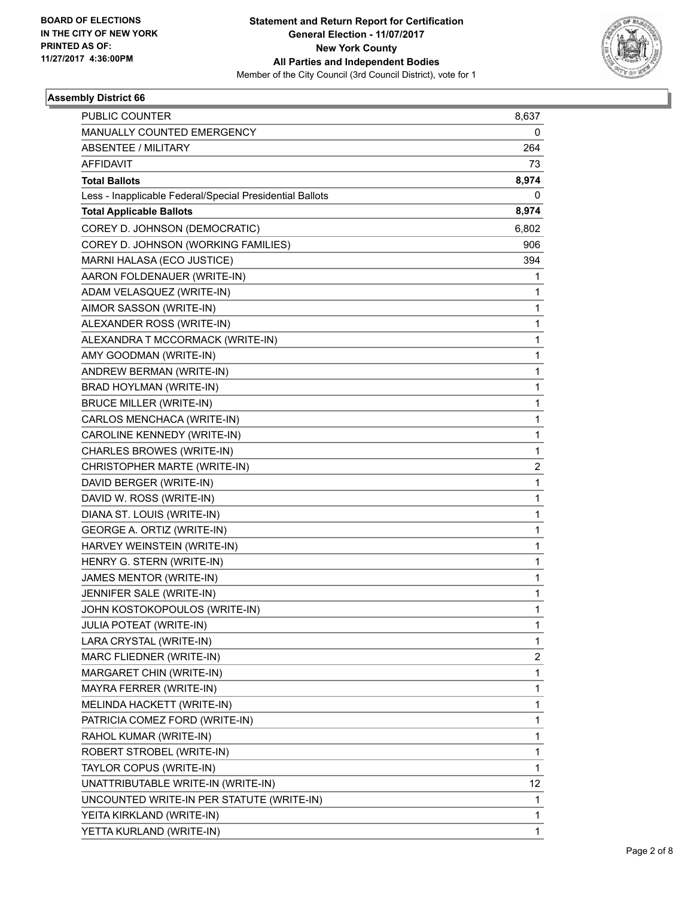BOARD OF ELECTIONS
IN THE CITY OF NEW YORK
PRINTED AS OF:
11/27/2017 4:36:00PM

**Statement and Return Report for Certification**
**General Election - 11/07/2017**
**New York County**
**All Parties and Independent Bodies**
Member of the City Council (3rd Council District), vote for 1

## Assembly District 66

| | |
|---|---|
| PUBLIC COUNTER | 8,637 |
| MANUALLY COUNTED EMERGENCY | 0 |
| ABSENTEE / MILITARY | 264 |
| AFFIDAVIT | 73 |
| **Total Ballots** | **8,974** |
| Less - Inapplicable Federal/Special Presidential Ballots | 0 |
| **Total Applicable Ballots** | **8,974** |
| COREY D. JOHNSON (DEMOCRATIC) | 6,802 |
| COREY D. JOHNSON (WORKING FAMILIES) | 906 |
| MARNI HALASA (ECO JUSTICE) | 394 |
| AARON FOLDENAUER (WRITE-IN) | 1 |
| ADAM VELASQUEZ (WRITE-IN) | 1 |
| AIMOR SASSON (WRITE-IN) | 1 |
| ALEXANDER ROSS (WRITE-IN) | 1 |
| ALEXANDRA T MCCORMACK (WRITE-IN) | 1 |
| AMY GOODMAN (WRITE-IN) | 1 |
| ANDREW BERMAN (WRITE-IN) | 1 |
| BRAD HOYLMAN (WRITE-IN) | 1 |
| BRUCE MILLER (WRITE-IN) | 1 |
| CARLOS MENCHACA (WRITE-IN) | 1 |
| CAROLINE KENNEDY (WRITE-IN) | 1 |
| CHARLES BROWES (WRITE-IN) | 1 |
| CHRISTOPHER MARTE (WRITE-IN) | 2 |
| DAVID BERGER (WRITE-IN) | 1 |
| DAVID W. ROSS (WRITE-IN) | 1 |
| DIANA ST. LOUIS (WRITE-IN) | 1 |
| GEORGE A. ORTIZ (WRITE-IN) | 1 |
| HARVEY WEINSTEIN (WRITE-IN) | 1 |
| HENRY G. STERN (WRITE-IN) | 1 |
| JAMES MENTOR (WRITE-IN) | 1 |
| JENNIFER SALE (WRITE-IN) | 1 |
| JOHN KOSTOKOPOULOS (WRITE-IN) | 1 |
| JULIA POTEAT (WRITE-IN) | 1 |
| LARA CRYSTAL (WRITE-IN) | 1 |
| MARC FLIEDNER (WRITE-IN) | 2 |
| MARGARET CHIN (WRITE-IN) | 1 |
| MAYRA FERRER (WRITE-IN) | 1 |
| MELINDA HACKETT (WRITE-IN) | 1 |
| PATRICIA COMEZ FORD (WRITE-IN) | 1 |
| RAHOL KUMAR (WRITE-IN) | 1 |
| ROBERT STROBEL (WRITE-IN) | 1 |
| TAYLOR COPUS (WRITE-IN) | 1 |
| UNATTRIBUTABLE WRITE-IN (WRITE-IN) | 12 |
| UNCOUNTED WRITE-IN PER STATUTE (WRITE-IN) | 1 |
| YEITA KIRKLAND (WRITE-IN) | 1 |
| YETTA KURLAND (WRITE-IN) | 1 |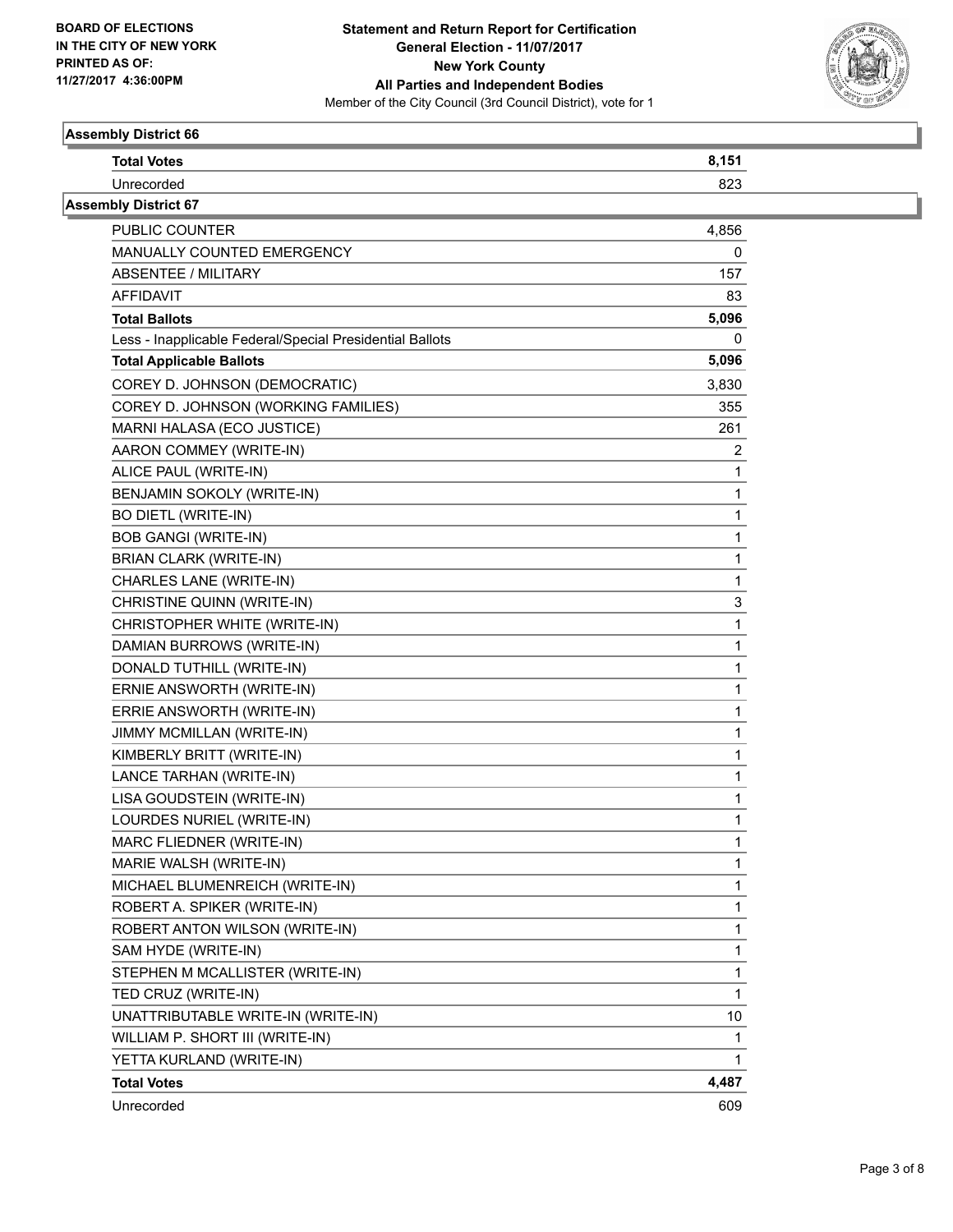BOARD OF ELECTIONS
IN THE CITY OF NEW YORK
PRINTED AS OF:
11/27/2017 4:36:00PM

**Statement and Return Report for Certification**
**General Election - 11/07/2017**
**New York County**
**All Parties and Independent Bodies**
Member of the City Council (3rd Council District), vote for 1

## Assembly District 66

| | |
|---|---|
| **Total Votes** | **8,151** |
| Unrecorded | 823 |

## Assembly District 67

| | |
|---|---|
| PUBLIC COUNTER | 4,856 |
| MANUALLY COUNTED EMERGENCY | 0 |
| ABSENTEE / MILITARY | 157 |
| AFFIDAVIT | 83 |
| **Total Ballots** | **5,096** |
| Less - Inapplicable Federal/Special Presidential Ballots | 0 |
| **Total Applicable Ballots** | **5,096** |
| COREY D. JOHNSON (DEMOCRATIC) | 3,830 |
| COREY D. JOHNSON (WORKING FAMILIES) | 355 |
| MARNI HALASA (ECO JUSTICE) | 261 |
| AARON COMMEY (WRITE-IN) | 2 |
| ALICE PAUL (WRITE-IN) | 1 |
| BENJAMIN SOKOLY (WRITE-IN) | 1 |
| BO DIETL (WRITE-IN) | 1 |
| BOB GANGI (WRITE-IN) | 1 |
| BRIAN CLARK (WRITE-IN) | 1 |
| CHARLES LANE (WRITE-IN) | 1 |
| CHRISTINE QUINN (WRITE-IN) | 3 |
| CHRISTOPHER WHITE (WRITE-IN) | 1 |
| DAMIAN BURROWS (WRITE-IN) | 1 |
| DONALD TUTHILL (WRITE-IN) | 1 |
| ERNIE ANSWORTH (WRITE-IN) | 1 |
| ERRIE ANSWORTH (WRITE-IN) | 1 |
| JIMMY MCMILLAN (WRITE-IN) | 1 |
| KIMBERLY BRITT (WRITE-IN) | 1 |
| LANCE TARHAN (WRITE-IN) | 1 |
| LISA GOUDSTEIN (WRITE-IN) | 1 |
| LOURDES NURIEL (WRITE-IN) | 1 |
| MARC FLIEDNER (WRITE-IN) | 1 |
| MARIE WALSH (WRITE-IN) | 1 |
| MICHAEL BLUMENREICH (WRITE-IN) | 1 |
| ROBERT A. SPIKER (WRITE-IN) | 1 |
| ROBERT ANTON WILSON (WRITE-IN) | 1 |
| SAM HYDE (WRITE-IN) | 1 |
| STEPHEN M MCALLISTER (WRITE-IN) | 1 |
| TED CRUZ (WRITE-IN) | 1 |
| UNATTRIBUTABLE WRITE-IN (WRITE-IN) | 10 |
| WILLIAM P. SHORT III (WRITE-IN) | 1 |
| YETTA KURLAND (WRITE-IN) | 1 |
| **Total Votes** | **4,487** |
| Unrecorded | 609 |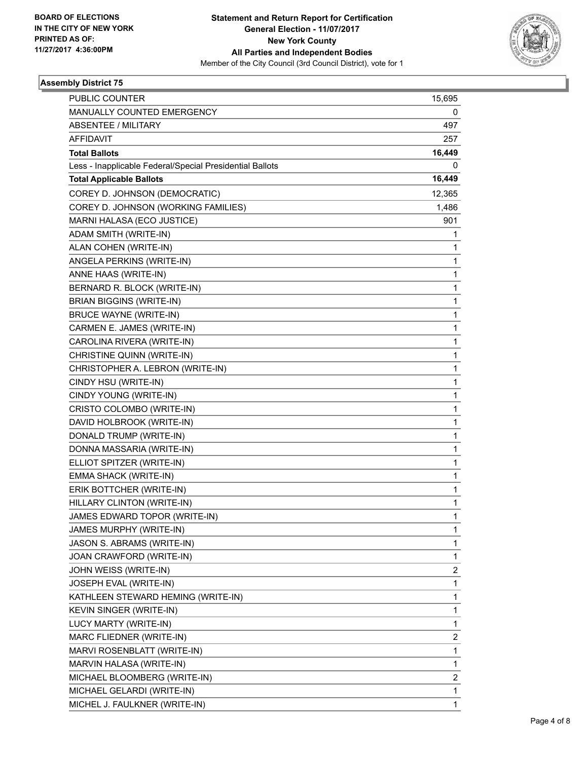**BOARD OF ELECTIONS IN THE CITY OF NEW YORK PRINTED AS OF: 11/27/2017 4:36:00PM**

# Statement and Return Report for Certification
## General Election - 11/07/2017
## New York County
## All Parties and Independent Bodies
Member of the City Council (3rd Council District), vote for 1

### Assembly District 75

| | |
|---|---|
| PUBLIC COUNTER | 15,695 |
| MANUALLY COUNTED EMERGENCY | 0 |
| ABSENTEE / MILITARY | 497 |
| AFFIDAVIT | 257 |
| **Total Ballots** | **16,449** |
| Less - Inapplicable Federal/Special Presidential Ballots | 0 |
| **Total Applicable Ballots** | **16,449** |
| COREY D. JOHNSON (DEMOCRATIC) | 12,365 |
| COREY D. JOHNSON (WORKING FAMILIES) | 1,486 |
| MARNI HALASA (ECO JUSTICE) | 901 |
| ADAM SMITH (WRITE-IN) | 1 |
| ALAN COHEN (WRITE-IN) | 1 |
| ANGELA PERKINS (WRITE-IN) | 1 |
| ANNE HAAS (WRITE-IN) | 1 |
| BERNARD R. BLOCK (WRITE-IN) | 1 |
| BRIAN BIGGINS (WRITE-IN) | 1 |
| BRUCE WAYNE (WRITE-IN) | 1 |
| CARMEN E. JAMES (WRITE-IN) | 1 |
| CAROLINA RIVERA (WRITE-IN) | 1 |
| CHRISTINE QUINN (WRITE-IN) | 1 |
| CHRISTOPHER A. LEBRON (WRITE-IN) | 1 |
| CINDY HSU (WRITE-IN) | 1 |
| CINDY YOUNG (WRITE-IN) | 1 |
| CRISTO COLOMBO (WRITE-IN) | 1 |
| DAVID HOLBROOK (WRITE-IN) | 1 |
| DONALD TRUMP (WRITE-IN) | 1 |
| DONNA MASSARIA (WRITE-IN) | 1 |
| ELLIOT SPITZER (WRITE-IN) | 1 |
| EMMA SHACK (WRITE-IN) | 1 |
| ERIK BOTTCHER (WRITE-IN) | 1 |
| HILLARY CLINTON (WRITE-IN) | 1 |
| JAMES EDWARD TOPOR (WRITE-IN) | 1 |
| JAMES MURPHY (WRITE-IN) | 1 |
| JASON S. ABRAMS (WRITE-IN) | 1 |
| JOAN CRAWFORD (WRITE-IN) | 1 |
| JOHN WEISS (WRITE-IN) | 2 |
| JOSEPH EVAL (WRITE-IN) | 1 |
| KATHLEEN STEWARD HEMING (WRITE-IN) | 1 |
| KEVIN SINGER (WRITE-IN) | 1 |
| LUCY MARTY (WRITE-IN) | 1 |
| MARC FLIEDNER (WRITE-IN) | 2 |
| MARVI ROSENBLATT (WRITE-IN) | 1 |
| MARVIN HALASA (WRITE-IN) | 1 |
| MICHAEL BLOOMBERG (WRITE-IN) | 2 |
| MICHAEL GELARDI (WRITE-IN) | 1 |
| MICHEL J. FAULKNER (WRITE-IN) | 1 |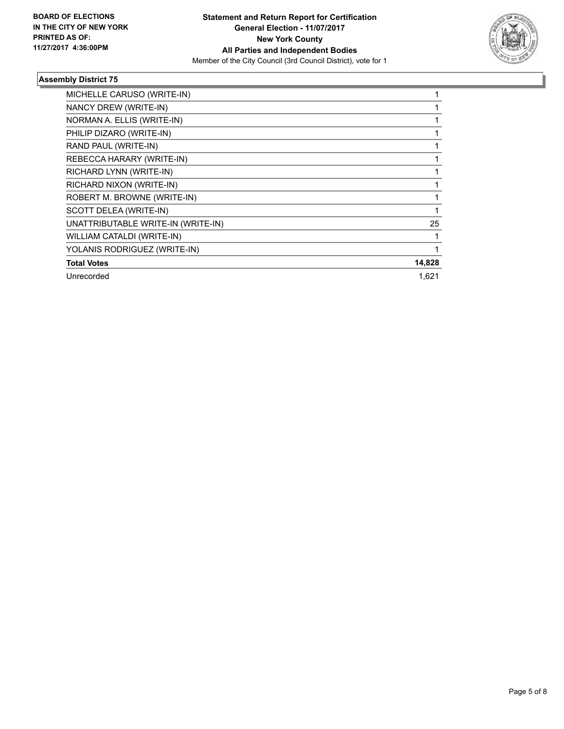**BOARD OF ELECTIONS IN THE CITY OF NEW YORK PRINTED AS OF: 11/27/2017 4:36:00PM**

**Statement and Return Report for Certification General Election - 11/07/2017 New York County All Parties and Independent Bodies**

Member of the City Council (3rd Council District), vote for 1

## Assembly District 75

| | |
|---|---|
| MICHELLE CARUSO (WRITE-IN) | 1 |
| NANCY DREW (WRITE-IN) | 1 |
| NORMAN A. ELLIS (WRITE-IN) | 1 |
| PHILIP DIZARO (WRITE-IN) | 1 |
| RAND PAUL (WRITE-IN) | 1 |
| REBECCA HARARY (WRITE-IN) | 1 |
| RICHARD LYNN (WRITE-IN) | 1 |
| RICHARD NIXON (WRITE-IN) | 1 |
| ROBERT M. BROWNE (WRITE-IN) | 1 |
| SCOTT DELEA (WRITE-IN) | 1 |
| UNATTRIBUTABLE WRITE-IN (WRITE-IN) | 25 |
| WILLIAM CATALDI (WRITE-IN) | 1 |
| YOLANIS RODRIGUEZ (WRITE-IN) | 1 |
| **Total Votes** | **14,828** |
| Unrecorded | 1,621 |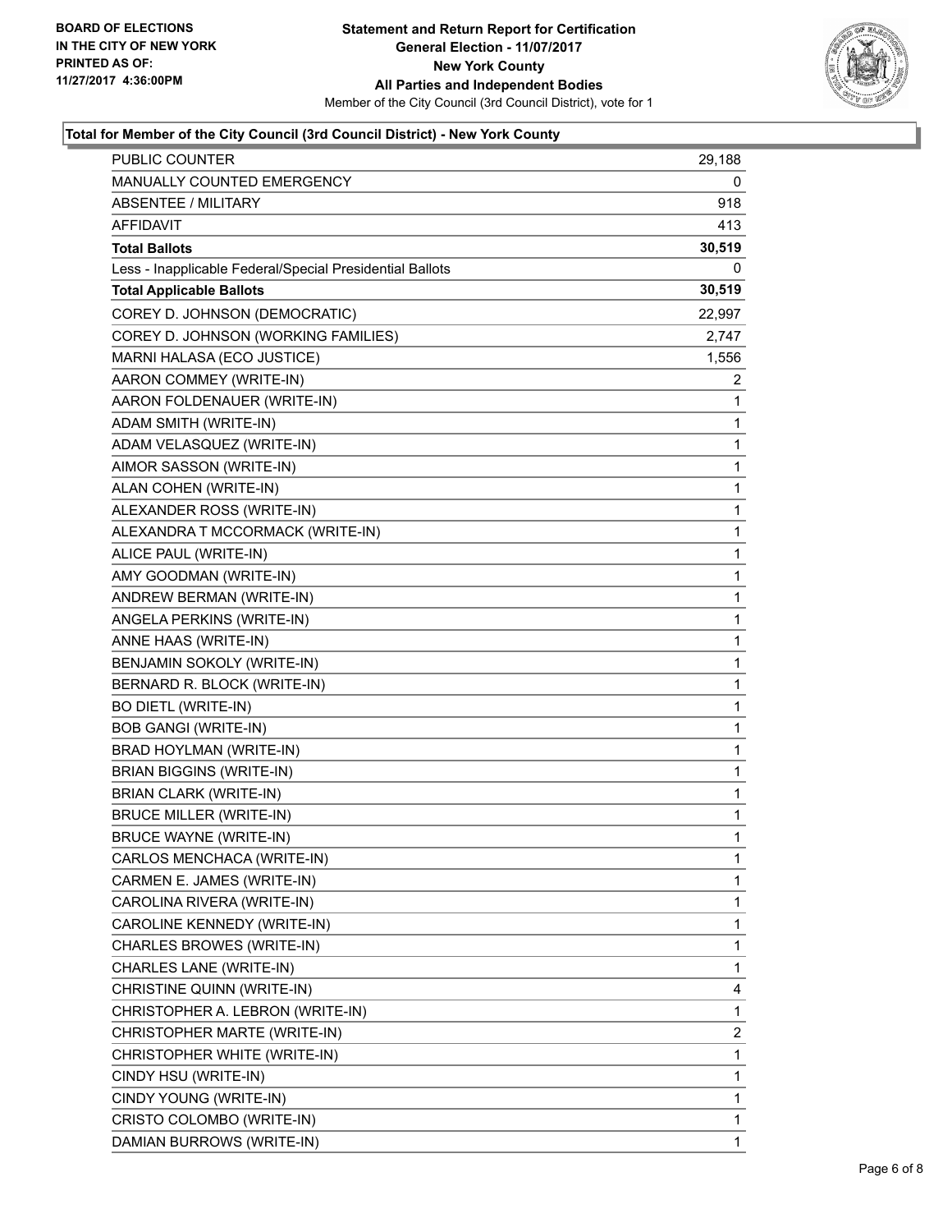BOARD OF ELECTIONS
IN THE CITY OF NEW YORK
PRINTED AS OF:
11/27/2017 4:36:00PM

**Statement and Return Report for Certification**
**General Election - 11/07/2017**
**New York County**
**All Parties and Independent Bodies**
Member of the City Council (3rd Council District), vote for 1

**Total for Member of the City Council (3rd Council District) - New York County**

| | |
|---|---|
| PUBLIC COUNTER | 29,188 |
| MANUALLY COUNTED EMERGENCY | 0 |
| ABSENTEE / MILITARY | 918 |
| AFFIDAVIT | 413 |
| **Total Ballots** | **30,519** |
| Less - Inapplicable Federal/Special Presidential Ballots | 0 |
| **Total Applicable Ballots** | **30,519** |
| COREY D. JOHNSON (DEMOCRATIC) | 22,997 |
| COREY D. JOHNSON (WORKING FAMILIES) | 2,747 |
| MARNI HALASA (ECO JUSTICE) | 1,556 |
| AARON COMMEY (WRITE-IN) | 2 |
| AARON FOLDENAUER (WRITE-IN) | 1 |
| ADAM SMITH (WRITE-IN) | 1 |
| ADAM VELASQUEZ (WRITE-IN) | 1 |
| AIMOR SASSON (WRITE-IN) | 1 |
| ALAN COHEN (WRITE-IN) | 1 |
| ALEXANDER ROSS (WRITE-IN) | 1 |
| ALEXANDRA T MCCORMACK (WRITE-IN) | 1 |
| ALICE PAUL (WRITE-IN) | 1 |
| AMY GOODMAN (WRITE-IN) | 1 |
| ANDREW BERMAN (WRITE-IN) | 1 |
| ANGELA PERKINS (WRITE-IN) | 1 |
| ANNE HAAS (WRITE-IN) | 1 |
| BENJAMIN SOKOLY (WRITE-IN) | 1 |
| BERNARD R. BLOCK (WRITE-IN) | 1 |
| BO DIETL (WRITE-IN) | 1 |
| BOB GANGI (WRITE-IN) | 1 |
| BRAD HOYLMAN (WRITE-IN) | 1 |
| BRIAN BIGGINS (WRITE-IN) | 1 |
| BRIAN CLARK (WRITE-IN) | 1 |
| BRUCE MILLER (WRITE-IN) | 1 |
| BRUCE WAYNE (WRITE-IN) | 1 |
| CARLOS MENCHACA (WRITE-IN) | 1 |
| CARMEN E. JAMES (WRITE-IN) | 1 |
| CAROLINA RIVERA (WRITE-IN) | 1 |
| CAROLINE KENNEDY (WRITE-IN) | 1 |
| CHARLES BROWES (WRITE-IN) | 1 |
| CHARLES LANE (WRITE-IN) | 1 |
| CHRISTINE QUINN (WRITE-IN) | 4 |
| CHRISTOPHER A. LEBRON (WRITE-IN) | 1 |
| CHRISTOPHER MARTE (WRITE-IN) | 2 |
| CHRISTOPHER WHITE (WRITE-IN) | 1 |
| CINDY HSU (WRITE-IN) | 1 |
| CINDY YOUNG (WRITE-IN) | 1 |
| CRISTO COLOMBO (WRITE-IN) | 1 |
| DAMIAN BURROWS (WRITE-IN) | 1 |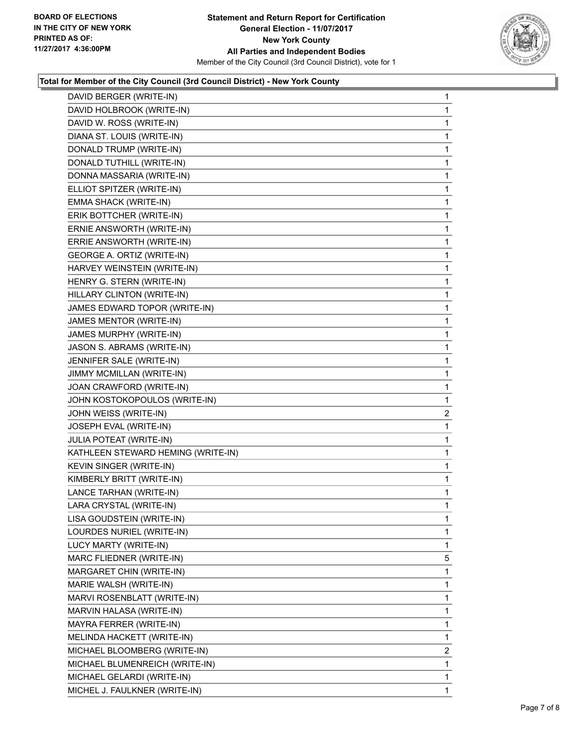**BOARD OF ELECTIONS IN THE CITY OF NEW YORK PRINTED AS OF: 11/27/2017 4:36:00PM**

**Statement and Return Report for Certification**
**General Election - 11/07/2017**
**New York County**
**All Parties and Independent Bodies**
Member of the City Council (3rd Council District), vote for 1

### Total for Member of the City Council (3rd Council District) - New York County

| | |
|---|---|
| DAVID BERGER (WRITE-IN) | 1 |
| DAVID HOLBROOK (WRITE-IN) | 1 |
| DAVID W. ROSS (WRITE-IN) | 1 |
| DIANA ST. LOUIS (WRITE-IN) | 1 |
| DONALD TRUMP (WRITE-IN) | 1 |
| DONALD TUTHILL (WRITE-IN) | 1 |
| DONNA MASSARIA (WRITE-IN) | 1 |
| ELLIOT SPITZER (WRITE-IN) | 1 |
| EMMA SHACK (WRITE-IN) | 1 |
| ERIK BOTTCHER (WRITE-IN) | 1 |
| ERNIE ANSWORTH (WRITE-IN) | 1 |
| ERRIE ANSWORTH (WRITE-IN) | 1 |
| GEORGE A. ORTIZ (WRITE-IN) | 1 |
| HARVEY WEINSTEIN (WRITE-IN) | 1 |
| HENRY G. STERN (WRITE-IN) | 1 |
| HILLARY CLINTON (WRITE-IN) | 1 |
| JAMES EDWARD TOPOR (WRITE-IN) | 1 |
| JAMES MENTOR (WRITE-IN) | 1 |
| JAMES MURPHY (WRITE-IN) | 1 |
| JASON S. ABRAMS (WRITE-IN) | 1 |
| JENNIFER SALE (WRITE-IN) | 1 |
| JIMMY MCMILLAN (WRITE-IN) | 1 |
| JOAN CRAWFORD (WRITE-IN) | 1 |
| JOHN KOSTOKOPOULOS (WRITE-IN) | 1 |
| JOHN WEISS (WRITE-IN) | 2 |
| JOSEPH EVAL (WRITE-IN) | 1 |
| JULIA POTEAT (WRITE-IN) | 1 |
| KATHLEEN STEWARD HEMING (WRITE-IN) | 1 |
| KEVIN SINGER (WRITE-IN) | 1 |
| KIMBERLY BRITT (WRITE-IN) | 1 |
| LANCE TARHAN (WRITE-IN) | 1 |
| LARA CRYSTAL (WRITE-IN) | 1 |
| LISA GOUDSTEIN (WRITE-IN) | 1 |
| LOURDES NURIEL (WRITE-IN) | 1 |
| LUCY MARTY (WRITE-IN) | 1 |
| MARC FLIEDNER (WRITE-IN) | 5 |
| MARGARET CHIN (WRITE-IN) | 1 |
| MARIE WALSH (WRITE-IN) | 1 |
| MARVI ROSENBLATT (WRITE-IN) | 1 |
| MARVIN HALASA (WRITE-IN) | 1 |
| MAYRA FERRER (WRITE-IN) | 1 |
| MELINDA HACKETT (WRITE-IN) | 1 |
| MICHAEL BLOOMBERG (WRITE-IN) | 2 |
| MICHAEL BLUMENREICH (WRITE-IN) | 1 |
| MICHAEL GELARDI (WRITE-IN) | 1 |
| MICHEL J. FAULKNER (WRITE-IN) | 1 |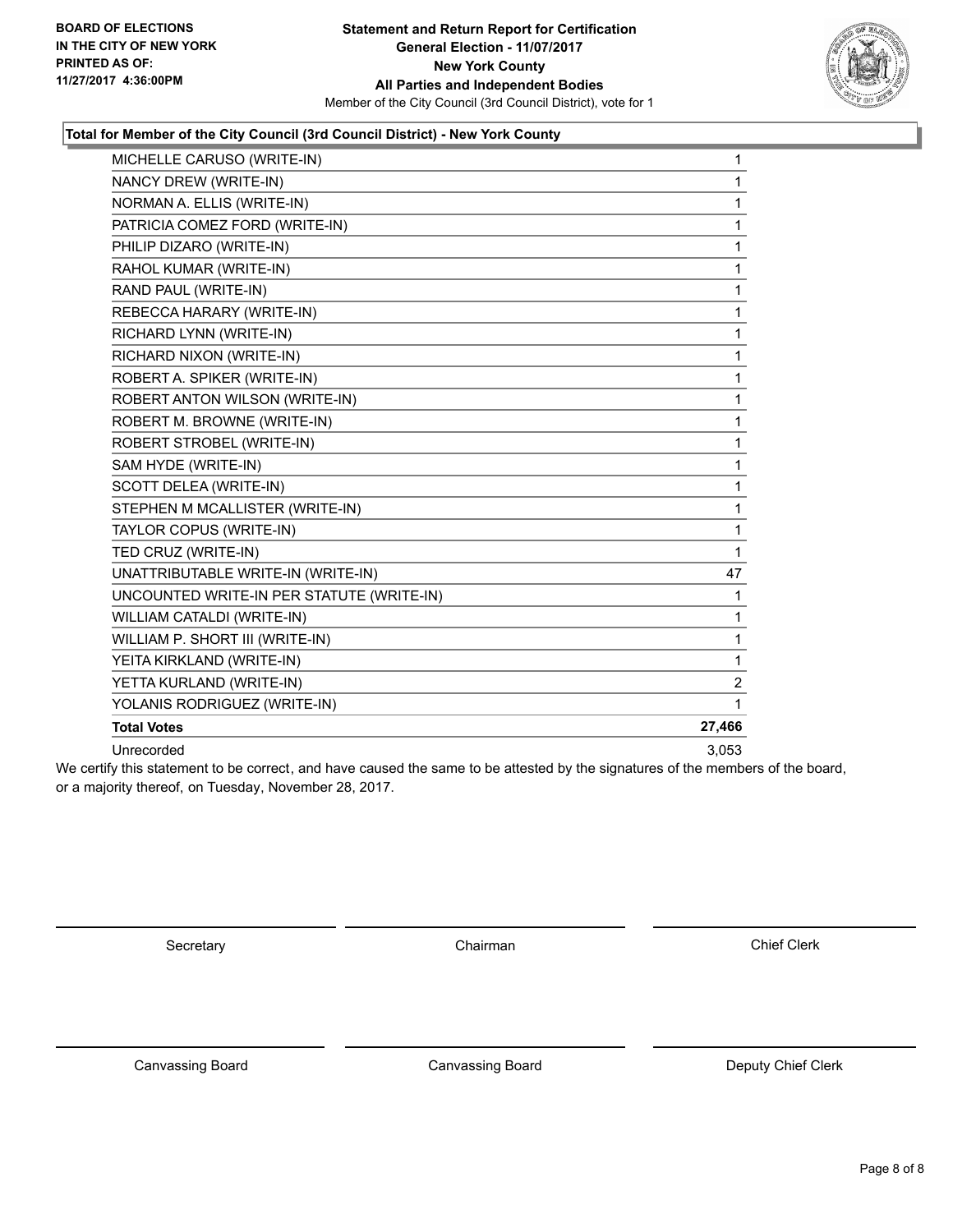**BOARD OF ELECTIONS IN THE CITY OF NEW YORK PRINTED AS OF: 11/27/2017 4:36:00PM**

**Statement and Return Report for Certification General Election - 11/07/2017 New York County All Parties and Independent Bodies**

Member of the City Council (3rd Council District), vote for 1

### Total for Member of the City Council (3rd Council District) - New York County

| | |
|---|---|
| MICHELLE CARUSO (WRITE-IN) | 1 |
| NANCY DREW (WRITE-IN) | 1 |
| NORMAN A. ELLIS (WRITE-IN) | 1 |
| PATRICIA COMEZ FORD (WRITE-IN) | 1 |
| PHILIP DIZARO (WRITE-IN) | 1 |
| RAHOL KUMAR (WRITE-IN) | 1 |
| RAND PAUL (WRITE-IN) | 1 |
| REBECCA HARARY (WRITE-IN) | 1 |
| RICHARD LYNN (WRITE-IN) | 1 |
| RICHARD NIXON (WRITE-IN) | 1 |
| ROBERT A. SPIKER (WRITE-IN) | 1 |
| ROBERT ANTON WILSON (WRITE-IN) | 1 |
| ROBERT M. BROWNE (WRITE-IN) | 1 |
| ROBERT STROBEL (WRITE-IN) | 1 |
| SAM HYDE (WRITE-IN) | 1 |
| SCOTT DELEA (WRITE-IN) | 1 |
| STEPHEN M MCALLISTER (WRITE-IN) | 1 |
| TAYLOR COPUS (WRITE-IN) | 1 |
| TED CRUZ (WRITE-IN) | 1 |
| UNATTRIBUTABLE WRITE-IN (WRITE-IN) | 47 |
| UNCOUNTED WRITE-IN PER STATUTE (WRITE-IN) | 1 |
| WILLIAM CATALDI (WRITE-IN) | 1 |
| WILLIAM P. SHORT III (WRITE-IN) | 1 |
| YEITA KIRKLAND (WRITE-IN) | 1 |
| YETTA KURLAND (WRITE-IN) | 2 |
| YOLANIS RODRIGUEZ (WRITE-IN) | 1 |
| **Total Votes** | **27,466** |
| Unrecorded | 3,053 |

We certify this statement to be correct, and have caused the same to be attested by the signatures of the members of the board, or a majority thereof, on Tuesday, November 28, 2017.

Secretary | Chairman | Chief Clerk

Canvassing Board | Canvassing Board | Deputy Chief Clerk